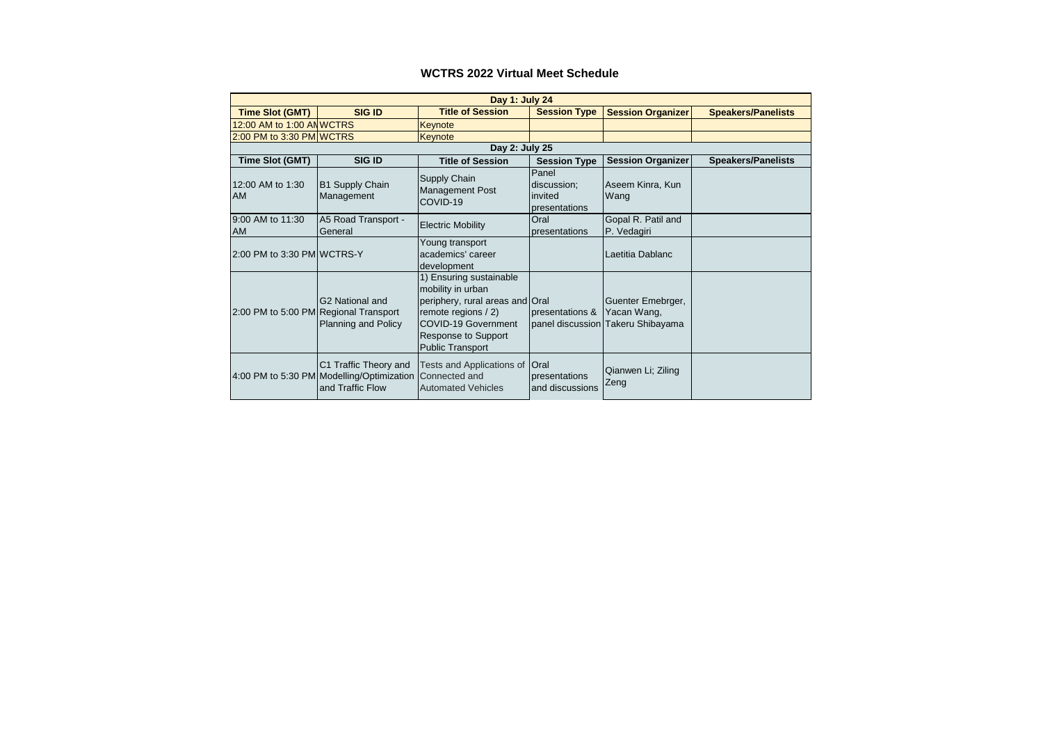# WCTRS 2022 Virtual Meet Schedule

| Day 1: July 24 | | | | | |
|---|---|---|---|---|---|
| **Time Slot (GMT)** | **SIG ID** | **Title of Session** | **Session Type** | **Session Organizer** | **Speakers/Panelists** |
| 12:00 AM to 1:00 AM | WCTRS | Keynote | | | |
| 2:00 PM to 3:30 PM | WCTRS | Keynote | | | |
| **Day 2: July 25** | | | | | |
| **Time Slot (GMT)** | **SIG ID** | **Title of Session** | **Session Type** | **Session Organizer** | **Speakers/Panelists** |
| 12:00 AM to 1:30 AM | B1 Supply Chain Management | Supply Chain Management Post COVID-19 | Panel discussion; invited presentations | Aseem Kinra, Kun Wang | |
| 9:00 AM to 11:30 AM | A5 Road Transport - General | Electric Mobility | Oral presentations | Gopal R. Patil and P. Vedagiri | |
| 2:00 PM to 3:30 PM | WCTRS-Y | Young transport academics' career development | | Laetitia Dablanc | |
| 2:00 PM to 5:00 PM | G2 National and Regional Transport Planning and Policy | 1) Ensuring sustainable mobility in urban periphery, rural areas and remote regions / 2) COVID-19 Government Response to Support Public Transport | Oral presentations & panel discussion | Guenter Emebrger, Yacan Wang, Takeru Shibayama | |
| 4:00 PM to 5:30 PM | C1 Traffic Theory and Modelling/Optimization and Traffic Flow | Tests and Applications of Connected and Automated Vehicles | Oral presentations and discussions | Qianwen Li; Ziling Zeng | |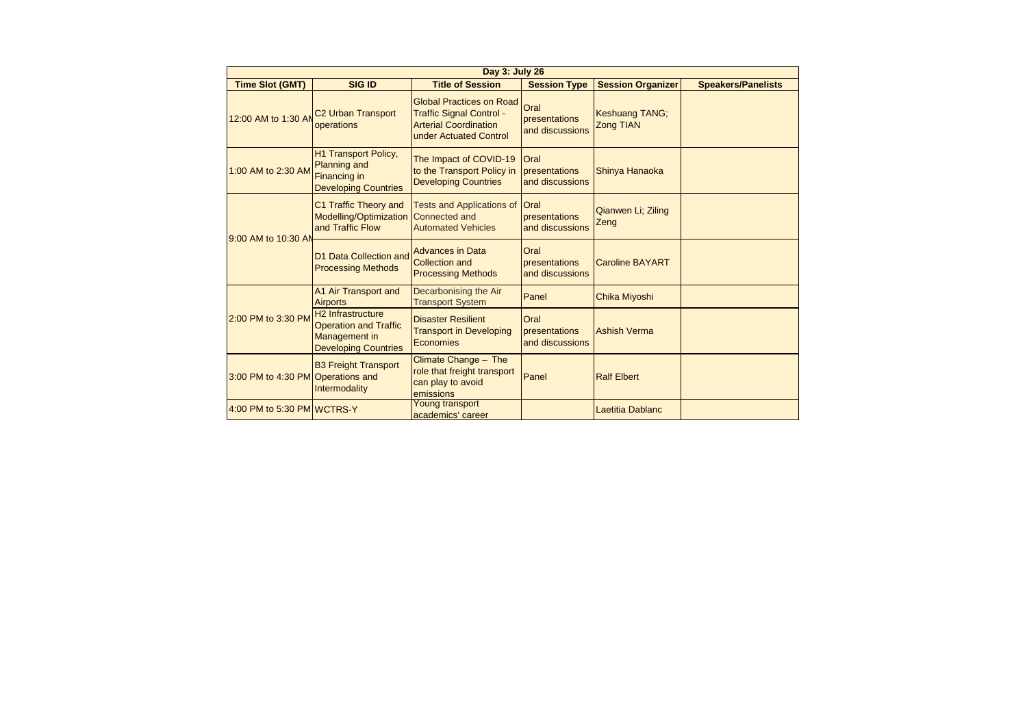| Day 3: July 26 | | | | | |
|---|---|---|---|---|---|
| **Time Slot (GMT)** | **SIG ID** | **Title of Session** | **Session Type** | **Session Organizer** | **Speakers/Panelists** |
| 12:00 AM to 1:30 AM | C2 Urban Transport operations | Global Practices on Road Traffic Signal Control - Arterial Coordination under Actuated Control | Oral presentations and discussions | Keshuang TANG; Zong TIAN | |
| 1:00 AM to 2:30 AM | H1 Transport Policy, Planning and Financing in Developing Countries | The Impact of COVID-19 to the Transport Policy in Developing Countries | Oral presentations and discussions | Shinya Hanaoka | |
| 9:00 AM to 10:30 AM | C1 Traffic Theory and Modelling/Optimization and Traffic Flow | Tests and Applications of Connected and Automated Vehicles | Oral presentations and discussions | Qianwen Li; Ziling Zeng | |
| | D1 Data Collection and Processing Methods | Advances in Data Collection and Processing Methods | Oral presentations and discussions | Caroline BAYART | |
| 2:00 PM to 3:30 PM | A1 Air Transport and Airports | Decarbonising the Air Transport System | Panel | Chika Miyoshi | |
| | H2 Infrastructure Operation and Traffic Management in Developing Countries | Disaster Resilient Transport in Developing Economies | Oral presentations and discussions | Ashish Verma | |
| 3:00 PM to 4:30 PM | B3 Freight Transport Operations and Intermodality | Climate Change – The role that freight transport can play to avoid emissions | Panel | Ralf Elbert | |
| 4:00 PM to 5:30 PM | WCTRS-Y | Young transport academics' career | | Laetitia Dablanc | |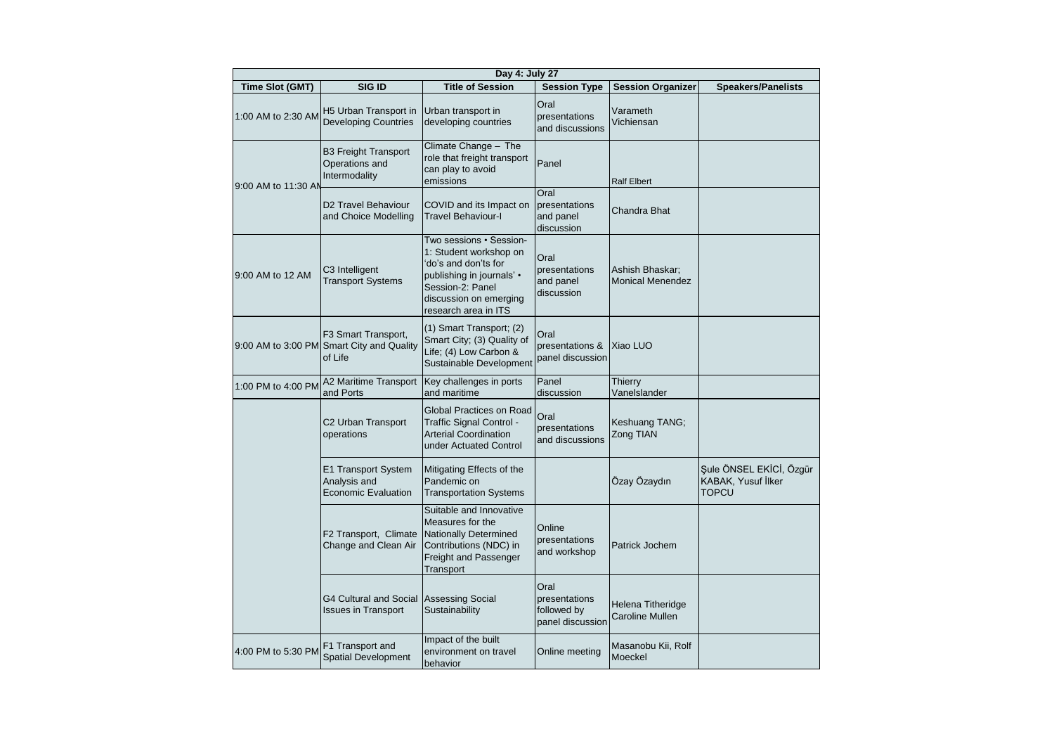| Day 4: July 27 | | | | | |
|---|---|---|---|---|---|
| **Time Slot (GMT)** | **SIG ID** | **Title of Session** | **Session Type** | **Session Organizer** | **Speakers/Panelists** |
| 1:00 AM to 2:30 AM | H5 Urban Transport in Developing Countries | Urban transport in developing countries | Oral presentations and discussions | Varameth Vichiensan | |
| 9:00 AM to 11:30 AM | B3 Freight Transport Operations and Intermodality | Climate Change – The role that freight transport can play to avoid emissions | Panel | Ralf Elbert | |
| | D2 Travel Behaviour and Choice Modelling | COVID and its Impact on Travel Behaviour-I | Oral presentations and panel discussion | Chandra Bhat | |
| 9:00 AM to 12 AM | C3 Intelligent Transport Systems | Two sessions • Session-1: Student workshop on 'do's and don'ts for publishing in journals' • Session-2: Panel discussion on emerging research area in ITS | Oral presentations and panel discussion | Ashish Bhaskar; Monical Menendez | |
| 9:00 AM to 3:00 PM | F3 Smart Transport, Smart City and Quality of Life | (1) Smart Transport; (2) Smart City; (3) Quality of Life; (4) Low Carbon & Sustainable Development | Oral presentations & panel discussion | Xiao LUO | |
| 1:00 PM to 4:00 PM | A2 Maritime Transport and Ports | Key challenges in ports and maritime | Panel discussion | Thierry Vanelslander | |
| | C2 Urban Transport operations | Global Practices on Road Traffic Signal Control - Arterial Coordination under Actuated Control | Oral presentations and discussions | Keshuang TANG; Zong TIAN | |
| | E1 Transport System Analysis and Economic Evaluation | Mitigating Effects of the Pandemic on Transportation Systems | | Özay Özaydın | Şule ÖNSEL EKİCİ, Özgür KABAK, Yusuf İlker TOPCU |
| | F2 Transport, Climate Change and Clean Air | Suitable and Innovative Measures for the Nationally Determined Contributions (NDC) in Freight and Passenger Transport | Online presentations and workshop | Patrick Jochem | |
| | G4 Cultural and Social Issues in Transport | Assessing Social Sustainability | Oral presentations followed by panel discussion | Helena Titheridge Caroline Mullen | |
| 4:00 PM to 5:30 PM | F1 Transport and Spatial Development | Impact of the built environment on travel behavior | Online meeting | Masanobu Kii, Rolf Moeckel | |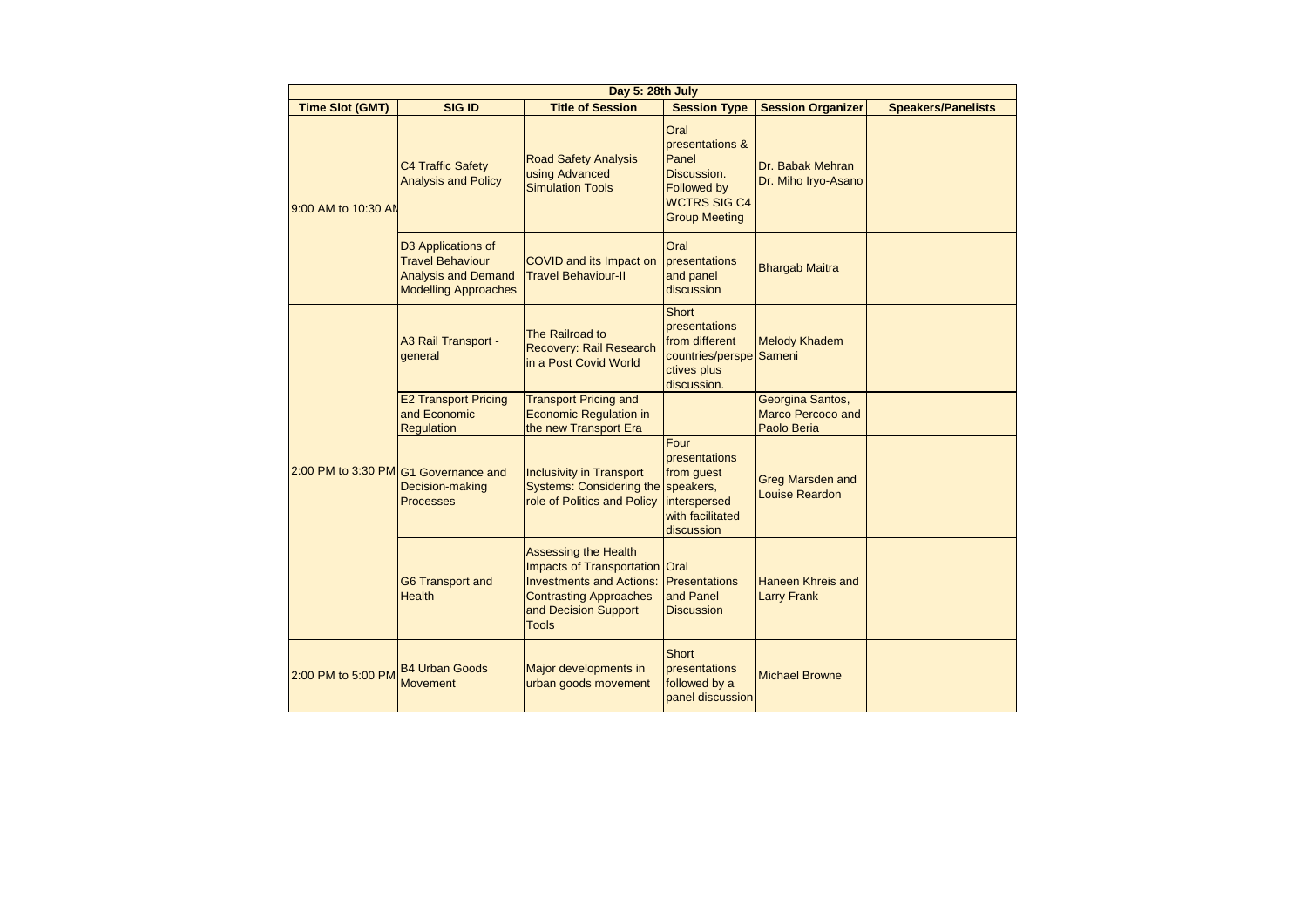| Day 5: 28th July | | | | | |
|---|---|---|---|---|---|
| **Time Slot (GMT)** | **SIG ID** | **Title of Session** | **Session Type** | **Session Organizer** | **Speakers/Panelists** |
| 9:00 AM to 10:30 AM | C4 Traffic Safety Analysis and Policy | Road Safety Analysis using Advanced Simulation Tools | Oral presentations & Panel Discussion. Followed by WCTRS SIG C4 Group Meeting | Dr. Babak Mehran Dr. Miho Iryo-Asano | |
| | D3 Applications of Travel Behaviour Analysis and Demand Modelling Approaches | COVID and its Impact on Travel Behaviour-II | Oral presentations and panel discussion | Bhargab Maitra | |
| 2:00 PM to 3:30 PM | A3 Rail Transport - general | The Railroad to Recovery: Rail Research in a Post Covid World | Short presentations from different countries/perspectives plus discussion. | Melody Khadem Sameni | |
| | E2 Transport Pricing and Economic Regulation | Transport Pricing and Economic Regulation in the new Transport Era | | Georgina Santos, Marco Percoco and Paolo Beria | |
| | G1 Governance and Decision-making Processes | Inclusivity in Transport Systems: Considering the role of Politics and Policy | Four presentations from guest speakers, interspersed with facilitated discussion | Greg Marsden and Louise Reardon | |
| | G6 Transport and Health | Assessing the Health Impacts of Transportation Investments and Actions: Contrasting Approaches and Decision Support Tools | Oral Presentations and Panel Discussion | Haneen Khreis and Larry Frank | |
| 2:00 PM to 5:00 PM | B4 Urban Goods Movement | Major developments in urban goods movement | Short presentations followed by a panel discussion | Michael Browne | |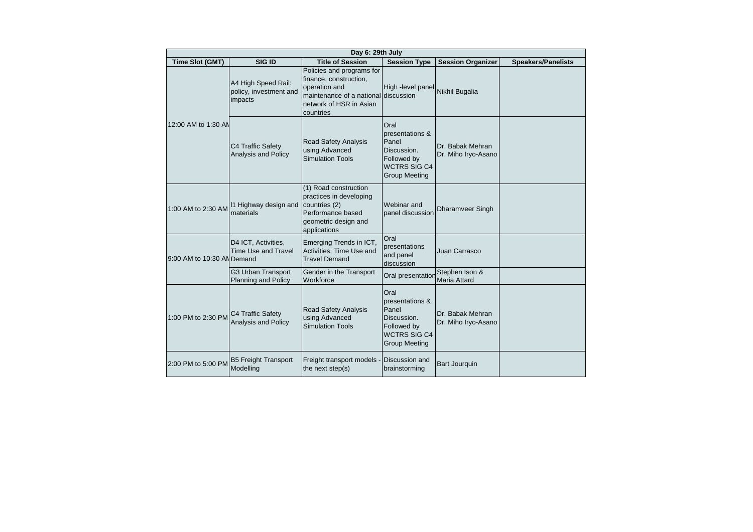| Day 6: 29th July | | | | | |
|---|---|---|---|---|---|
| **Time Slot (GMT)** | **SIG ID** | **Title of Session** | **Session Type** | **Session Organizer** | **Speakers/Panelists** |
| 12:00 AM to 1:30 AM | A4 High Speed Rail: policy, investment and impacts | Policies and programs for finance, construction, operation and maintenance of a national network of HSR in Asian countries | High -level panel discussion | Nikhil Bugalia | |
| | C4 Traffic Safety Analysis and Policy | Road Safety Analysis using Advanced Simulation Tools | Oral presentations & Panel Discussion. Followed by WCTRS SIG C4 Group Meeting | Dr. Babak Mehran Dr. Miho Iryo-Asano | |
| 1:00 AM to 2:30 AM | I1 Highway design and materials | (1) Road construction practices in developing countries (2) Performance based geometric design and applications | Webinar and panel discussion | Dharamveer Singh | |
| 9:00 AM to 10:30 AM | D4 ICT, Activities, Time Use and Travel Demand | Emerging Trends in ICT, Activities, Time Use and Travel Demand | Oral presentations and panel discussion | Juan Carrasco | |
| | G3 Urban Transport Planning and Policy | Gender in the Transport Workforce | Oral presentation | Stephen Ison & Maria Attard | |
| 1:00 PM to 2:30 PM | C4 Traffic Safety Analysis and Policy | Road Safety Analysis using Advanced Simulation Tools | Oral presentations & Panel Discussion. Followed by WCTRS SIG C4 Group Meeting | Dr. Babak Mehran Dr. Miho Iryo-Asano | |
| 2:00 PM to 5:00 PM | B5 Freight Transport Modelling | Freight transport models - the next step(s) | Discussion and brainstorming | Bart Jourquin | |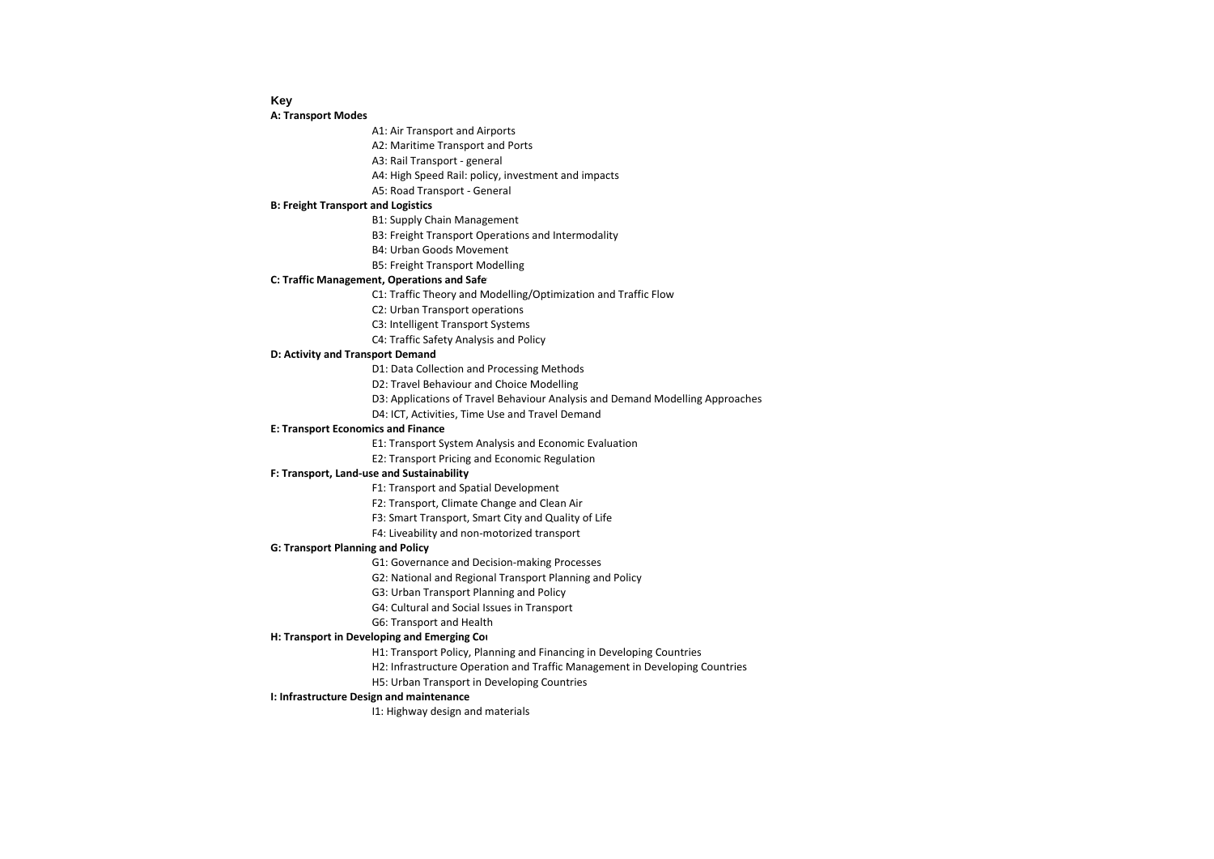**Key**

**A: Transport Modes**

- A1: Air Transport and Airports
- A2: Maritime Transport and Ports
- A3: Rail Transport - general
- A4: High Speed Rail: policy, investment and impacts
- A5: Road Transport - General

**B: Freight Transport and Logistics**

- B1: Supply Chain Management
- B3: Freight Transport Operations and Intermodality
- B4: Urban Goods Movement
- B5: Freight Transport Modelling

**C: Traffic Management, Operations and Safe**

- C1: Traffic Theory and Modelling/Optimization and Traffic Flow
- C2: Urban Transport operations
- C3: Intelligent Transport Systems
- C4: Traffic Safety Analysis and Policy

**D: Activity and Transport Demand**

- D1: Data Collection and Processing Methods
- D2: Travel Behaviour and Choice Modelling
- D3: Applications of Travel Behaviour Analysis and Demand Modelling Approaches
- D4: ICT, Activities, Time Use and Travel Demand

**E: Transport Economics and Finance**

- E1: Transport System Analysis and Economic Evaluation
- E2: Transport Pricing and Economic Regulation

**F: Transport, Land-use and Sustainability**

- F1: Transport and Spatial Development
- F2: Transport, Climate Change and Clean Air
- F3: Smart Transport, Smart City and Quality of Life
- F4: Liveability and non-motorized transport

**G: Transport Planning and Policy**

- G1: Governance and Decision-making Processes
- G2: National and Regional Transport Planning and Policy
- G3: Urban Transport Planning and Policy
- G4: Cultural and Social Issues in Transport
- G6: Transport and Health

**H: Transport in Developing and Emerging Co**

- H1: Transport Policy, Planning and Financing in Developing Countries
- H2: Infrastructure Operation and Traffic Management in Developing Countries
- H5: Urban Transport in Developing Countries

**I: Infrastructure Design and maintenance**

- I1: Highway design and materials